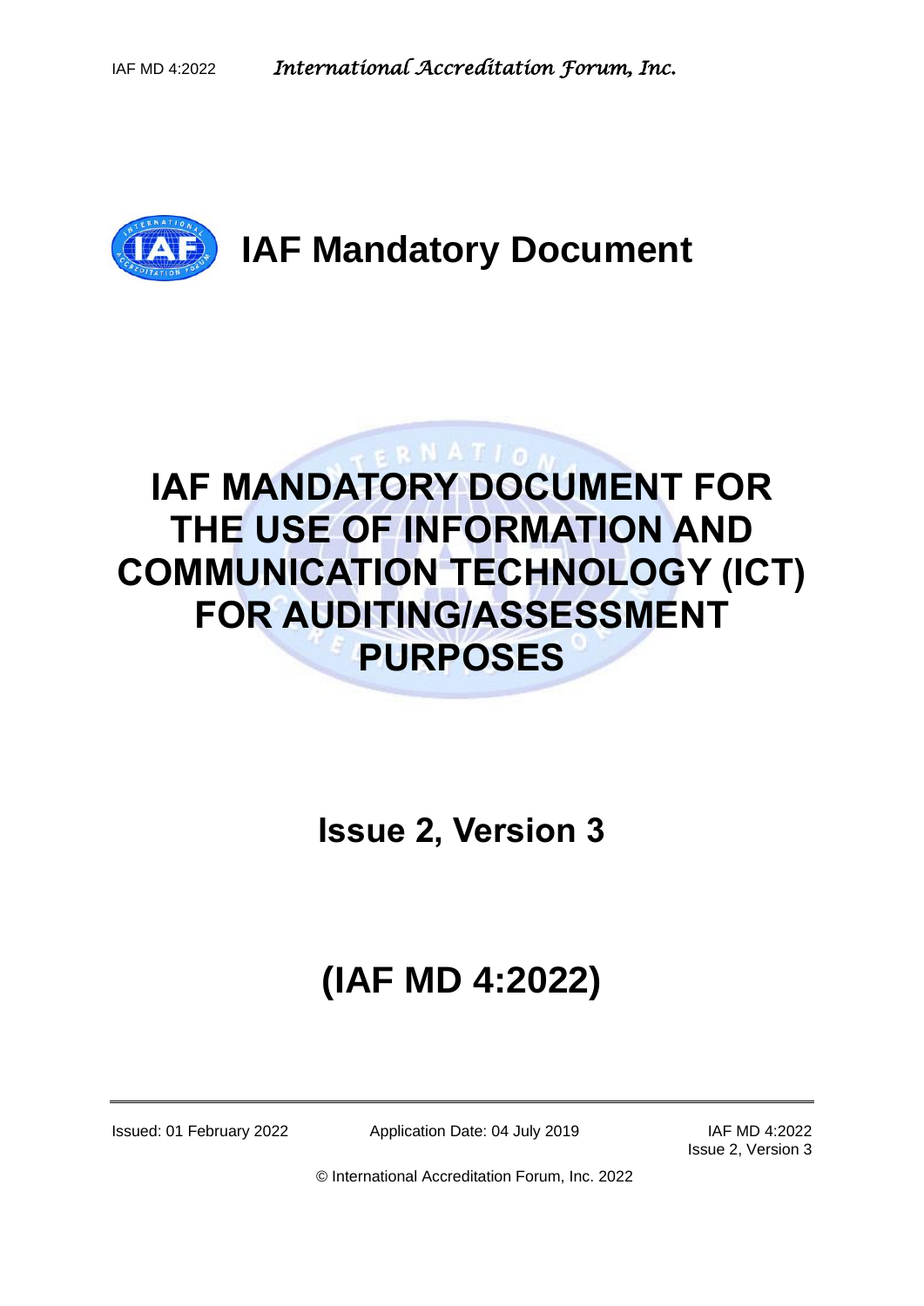# IAF Mandatory Document

# IAF MANDATORY DOCUMENT FOR THE USE OF INFORMATION AND COMMUNICATION TECHNOLOGY (ICT) FOR AUDITING/ASSESSMENT PURPOSES

## Issue 2, Version 3

## (IAF MD 4:2022)

Issued: 01 February 2022 Application Date: 04 July 2019 IAF MD 4:2022 Issue 2, Version 3

© International Accreditation Forum, Inc. 2022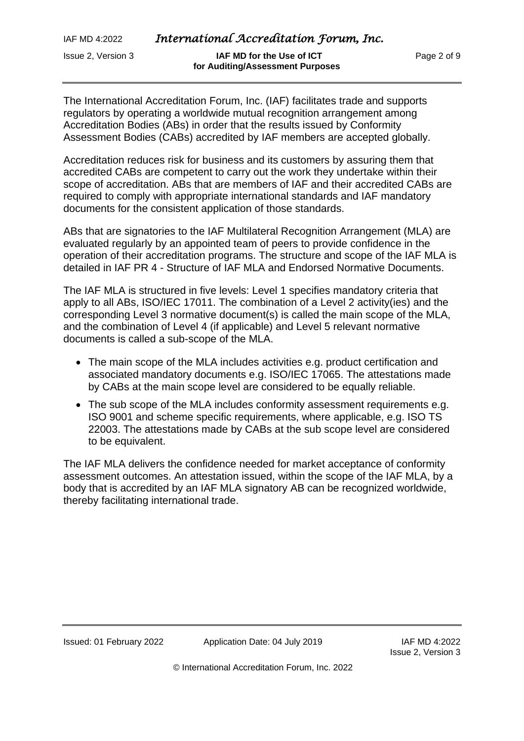The International Accreditation Forum, Inc. (IAF) facilitates trade and supports regulators by operating a worldwide mutual recognition arrangement among Accreditation Bodies (ABs) in order that the results issued by Conformity Assessment Bodies (CABs) accredited by IAF members are accepted globally.

Accreditation reduces risk for business and its customers by assuring them that accredited CABs are competent to carry out the work they undertake within their scope of accreditation. ABs that are members of IAF and their accredited CABs are required to comply with appropriate international standards and IAF mandatory documents for the consistent application of those standards.

ABs that are signatories to the IAF Multilateral Recognition Arrangement (MLA) are evaluated regularly by an appointed team of peers to provide confidence in the operation of their accreditation programs. The structure and scope of the IAF MLA is detailed in IAF PR 4 - Structure of IAF MLA and Endorsed Normative Documents.

The IAF MLA is structured in five levels: Level 1 specifies mandatory criteria that apply to all ABs, ISO/IEC 17011. The combination of a Level 2 activity(ies) and the corresponding Level 3 normative document(s) is called the main scope of the MLA, and the combination of Level 4 (if applicable) and Level 5 relevant normative documents is called a sub-scope of the MLA.

- The main scope of the MLA includes activities e.g. product certification and associated mandatory documents e.g. ISO/IEC 17065. The attestations made by CABs at the main scope level are considered to be equally reliable.
- The sub scope of the MLA includes conformity assessment requirements e.g. ISO 9001 and scheme specific requirements, where applicable, e.g. ISO TS 22003. The attestations made by CABs at the sub scope level are considered to be equivalent.

The IAF MLA delivers the confidence needed for market acceptance of conformity assessment outcomes. An attestation issued, within the scope of the IAF MLA, by a body that is accredited by an IAF MLA signatory AB can be recognized worldwide, thereby facilitating international trade.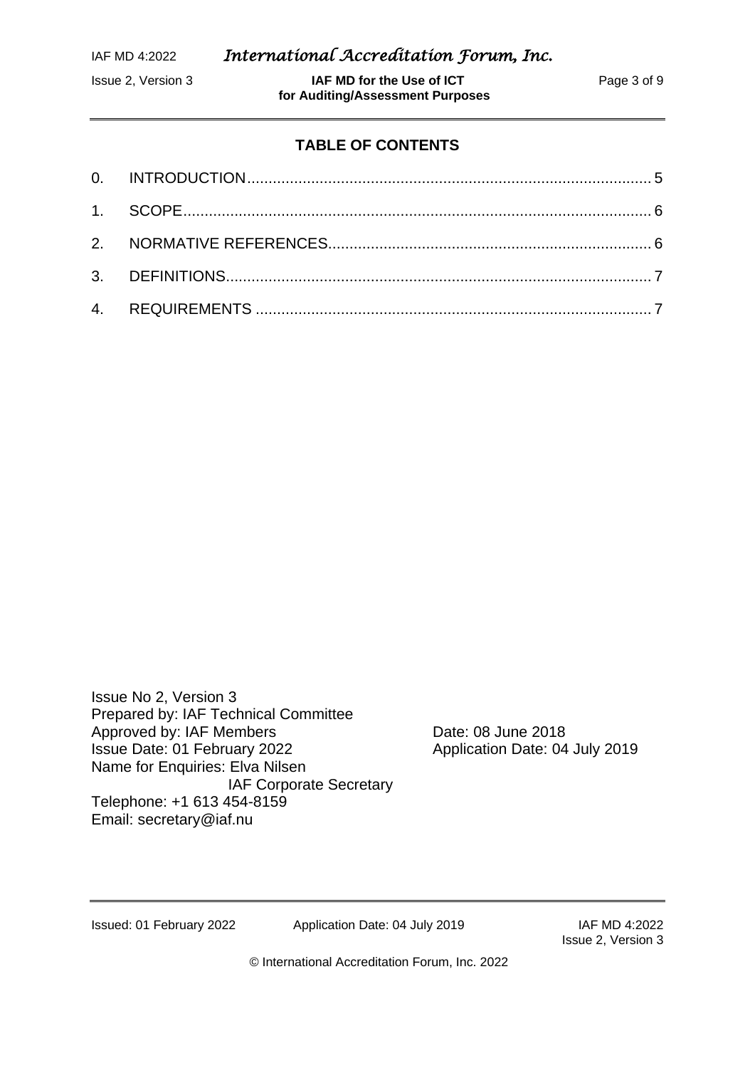**TABLE OF CONTENTS**

0. INTRODUCTION ..... 5
1. SCOPE ..... 6
2. NORMATIVE REFERENCES ..... 6
3. DEFINITIONS ..... 7
4. REQUIREMENTS ..... 7

Issue No 2, Version 3
Prepared by: IAF Technical Committee
Approved by: IAF Members — Date: 08 June 2018
Issue Date: 01 February 2022 — Application Date: 04 July 2019
Name for Enquiries: Elva Nilsen
IAF Corporate Secretary
Telephone: +1 613 454-8159
Email: secretary@iaf.nu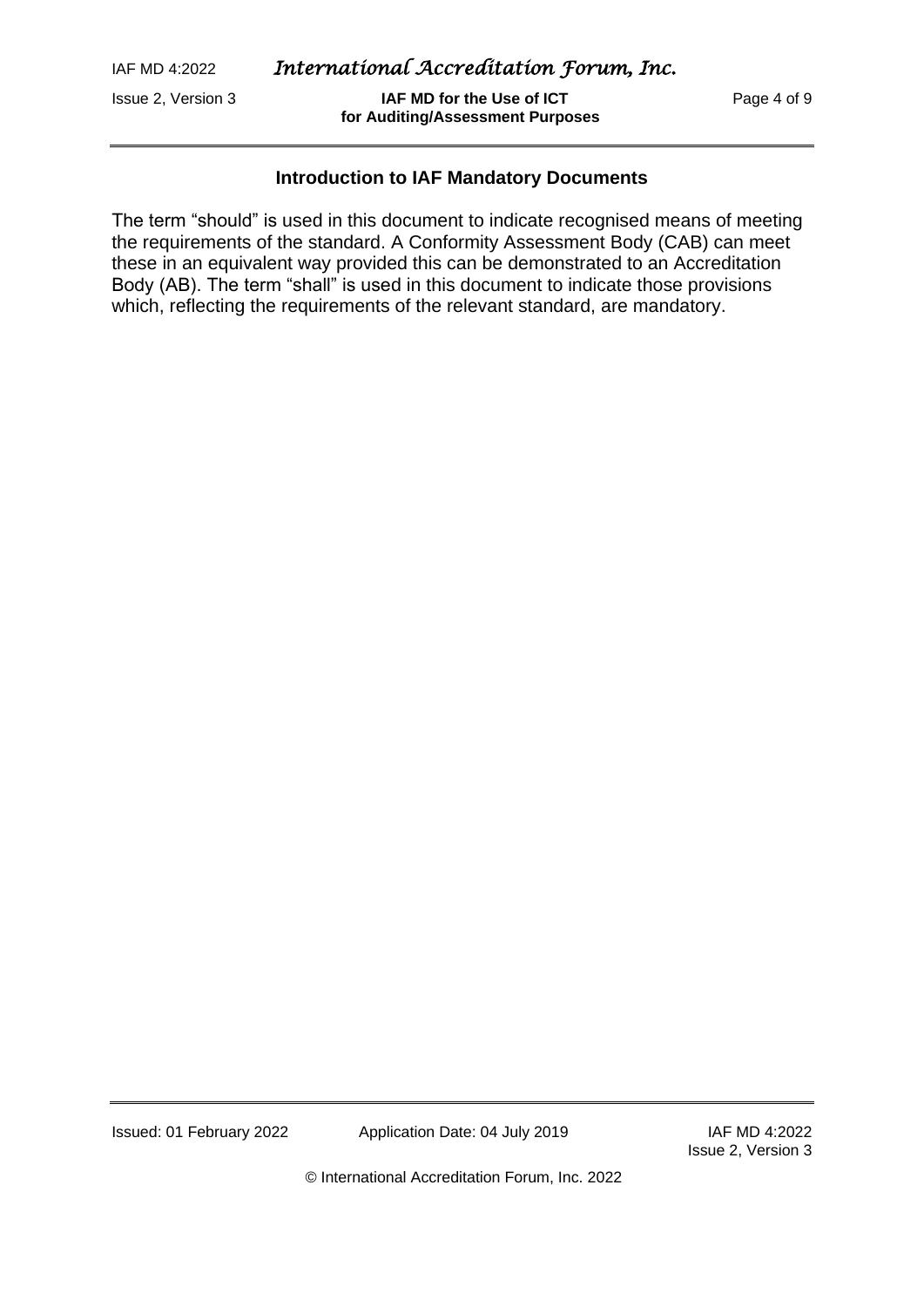## Introduction to IAF Mandatory Documents

The term “should” is used in this document to indicate recognised means of meeting the requirements of the standard. A Conformity Assessment Body (CAB) can meet these in an equivalent way provided this can be demonstrated to an Accreditation Body (AB). The term “shall” is used in this document to indicate those provisions which, reflecting the requirements of the relevant standard, are mandatory.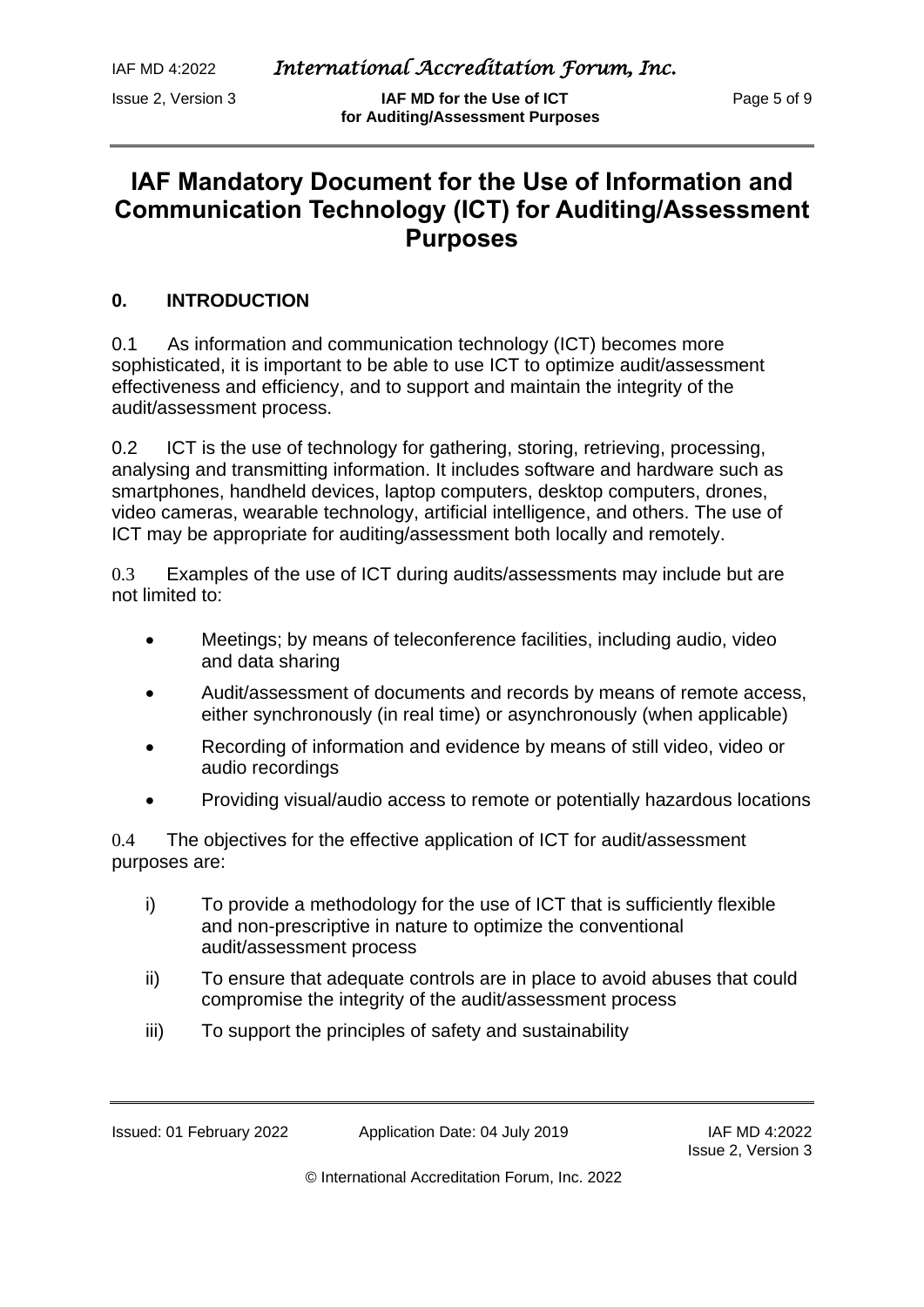# IAF Mandatory Document for the Use of Information and Communication Technology (ICT) for Auditing/Assessment Purposes

## 0. INTRODUCTION

0.1 As information and communication technology (ICT) becomes more sophisticated, it is important to be able to use ICT to optimize audit/assessment effectiveness and efficiency, and to support and maintain the integrity of the audit/assessment process.

0.2 ICT is the use of technology for gathering, storing, retrieving, processing, analysing and transmitting information. It includes software and hardware such as smartphones, handheld devices, laptop computers, desktop computers, drones, video cameras, wearable technology, artificial intelligence, and others. The use of ICT may be appropriate for auditing/assessment both locally and remotely.

0.3 Examples of the use of ICT during audits/assessments may include but are not limited to:

- Meetings; by means of teleconference facilities, including audio, video and data sharing
- Audit/assessment of documents and records by means of remote access, either synchronously (in real time) or asynchronously (when applicable)
- Recording of information and evidence by means of still video, video or audio recordings
- Providing visual/audio access to remote or potentially hazardous locations

0.4 The objectives for the effective application of ICT for audit/assessment purposes are:

i) To provide a methodology for the use of ICT that is sufficiently flexible and non-prescriptive in nature to optimize the conventional audit/assessment process

ii) To ensure that adequate controls are in place to avoid abuses that could compromise the integrity of the audit/assessment process

iii) To support the principles of safety and sustainability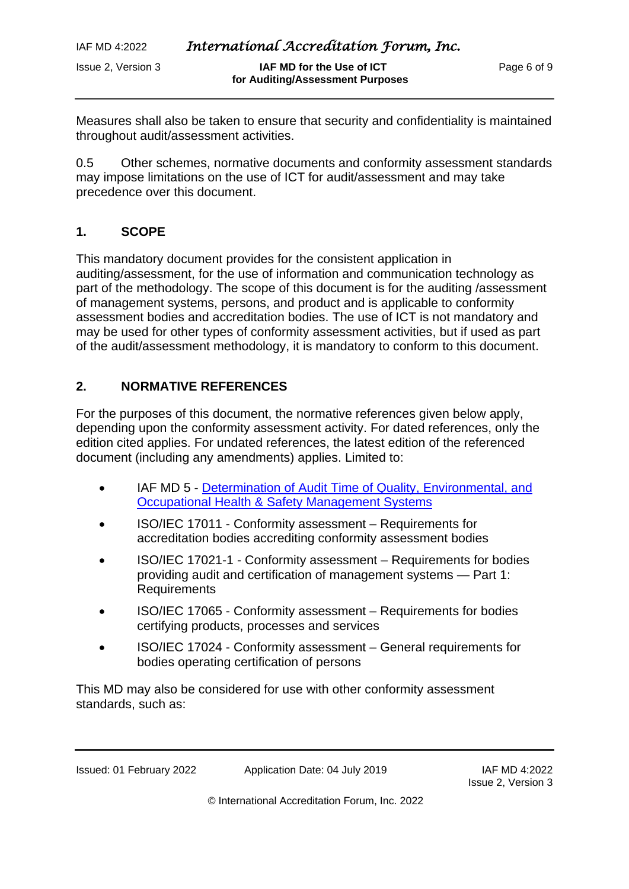Measures shall also be taken to ensure that security and confidentiality is maintained throughout audit/assessment activities.

0.5 Other schemes, normative documents and conformity assessment standards may impose limitations on the use of ICT for audit/assessment and may take precedence over this document.

## 1. SCOPE

This mandatory document provides for the consistent application in auditing/assessment, for the use of information and communication technology as part of the methodology. The scope of this document is for the auditing /assessment of management systems, persons, and product and is applicable to conformity assessment bodies and accreditation bodies. The use of ICT is not mandatory and may be used for other types of conformity assessment activities, but if used as part of the audit/assessment methodology, it is mandatory to conform to this document.

## 2. NORMATIVE REFERENCES

For the purposes of this document, the normative references given below apply, depending upon the conformity assessment activity. For dated references, only the edition cited applies. For undated references, the latest edition of the referenced document (including any amendments) applies. Limited to:

- IAF MD 5 - Determination of Audit Time of Quality, Environmental, and Occupational Health & Safety Management Systems
- ISO/IEC 17011 - Conformity assessment – Requirements for accreditation bodies accrediting conformity assessment bodies
- ISO/IEC 17021-1 - Conformity assessment – Requirements for bodies providing audit and certification of management systems — Part 1: Requirements
- ISO/IEC 17065 - Conformity assessment – Requirements for bodies certifying products, processes and services
- ISO/IEC 17024 - Conformity assessment – General requirements for bodies operating certification of persons

This MD may also be considered for use with other conformity assessment standards, such as: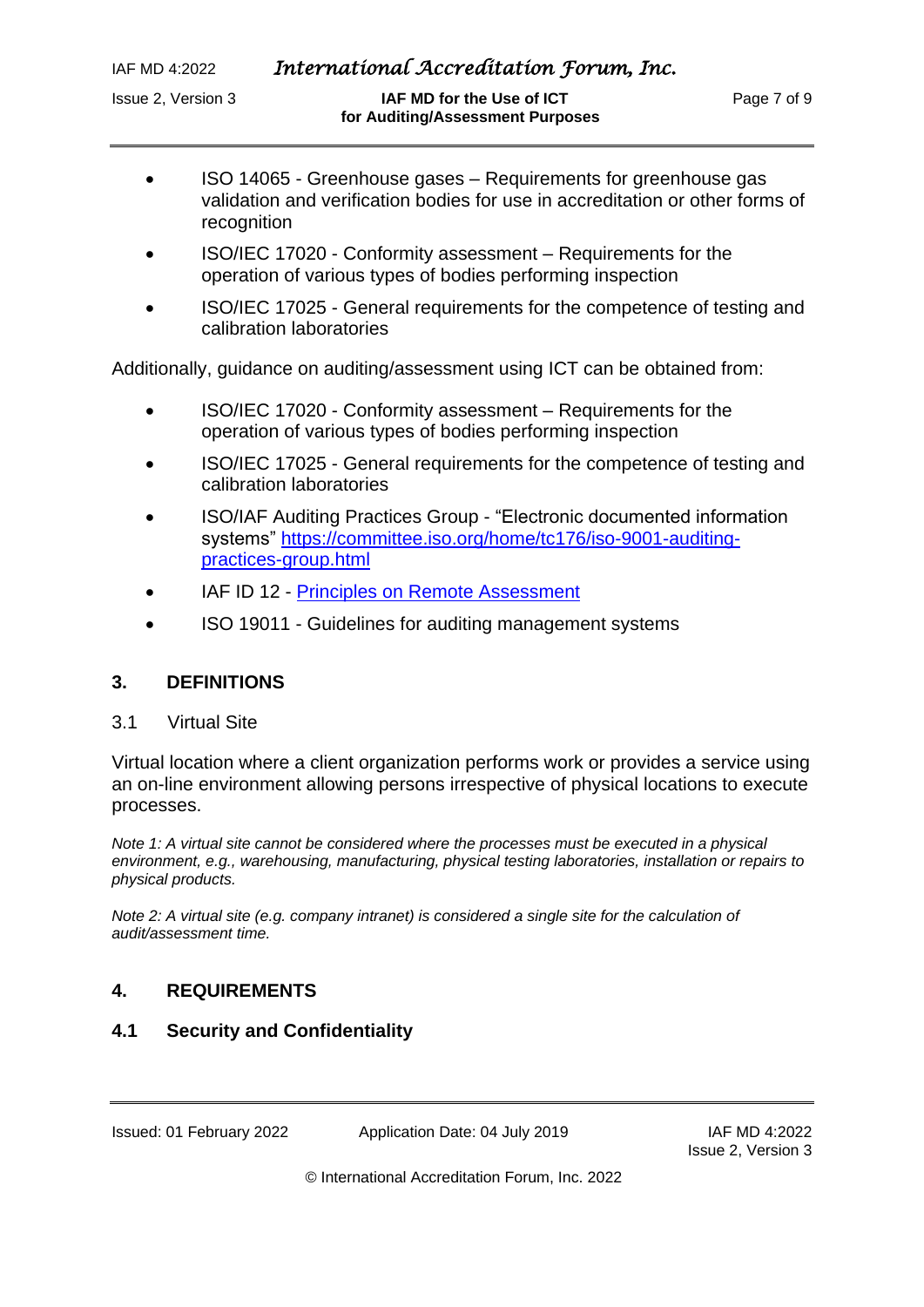- ISO 14065 - Greenhouse gases – Requirements for greenhouse gas validation and verification bodies for use in accreditation or other forms of recognition
- ISO/IEC 17020 - Conformity assessment – Requirements for the operation of various types of bodies performing inspection
- ISO/IEC 17025 - General requirements for the competence of testing and calibration laboratories

Additionally, guidance on auditing/assessment using ICT can be obtained from:

- ISO/IEC 17020 - Conformity assessment – Requirements for the operation of various types of bodies performing inspection
- ISO/IEC 17025 - General requirements for the competence of testing and calibration laboratories
- ISO/IAF Auditing Practices Group - "Electronic documented information systems" https://committee.iso.org/home/tc176/iso-9001-auditing-practices-group.html
- IAF ID 12 - Principles on Remote Assessment
- ISO 19011 - Guidelines for auditing management systems

## 3. DEFINITIONS

3.1 Virtual Site

Virtual location where a client organization performs work or provides a service using an on-line environment allowing persons irrespective of physical locations to execute processes.

*Note 1: A virtual site cannot be considered where the processes must be executed in a physical environment, e.g., warehousing, manufacturing, physical testing laboratories, installation or repairs to physical products.*

*Note 2: A virtual site (e.g. company intranet) is considered a single site for the calculation of audit/assessment time.*

## 4. REQUIREMENTS

### 4.1 Security and Confidentiality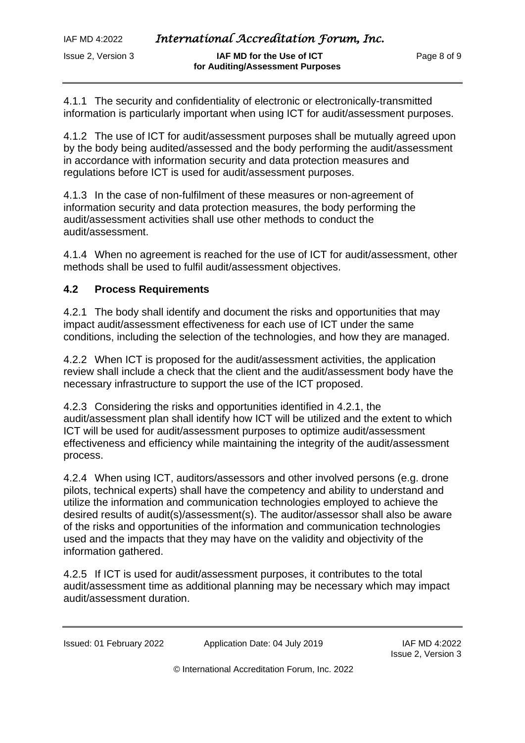4.1.1 The security and confidentiality of electronic or electronically-transmitted information is particularly important when using ICT for audit/assessment purposes.

4.1.2 The use of ICT for audit/assessment purposes shall be mutually agreed upon by the body being audited/assessed and the body performing the audit/assessment in accordance with information security and data protection measures and regulations before ICT is used for audit/assessment purposes.

4.1.3 In the case of non-fulfilment of these measures or non-agreement of information security and data protection measures, the body performing the audit/assessment activities shall use other methods to conduct the audit/assessment.

4.1.4 When no agreement is reached for the use of ICT for audit/assessment, other methods shall be used to fulfil audit/assessment objectives.

### 4.2 Process Requirements

4.2.1 The body shall identify and document the risks and opportunities that may impact audit/assessment effectiveness for each use of ICT under the same conditions, including the selection of the technologies, and how they are managed.

4.2.2 When ICT is proposed for the audit/assessment activities, the application review shall include a check that the client and the audit/assessment body have the necessary infrastructure to support the use of the ICT proposed.

4.2.3 Considering the risks and opportunities identified in 4.2.1, the audit/assessment plan shall identify how ICT will be utilized and the extent to which ICT will be used for audit/assessment purposes to optimize audit/assessment effectiveness and efficiency while maintaining the integrity of the audit/assessment process.

4.2.4 When using ICT, auditors/assessors and other involved persons (e.g. drone pilots, technical experts) shall have the competency and ability to understand and utilize the information and communication technologies employed to achieve the desired results of audit(s)/assessment(s). The auditor/assessor shall also be aware of the risks and opportunities of the information and communication technologies used and the impacts that they may have on the validity and objectivity of the information gathered.

4.2.5 If ICT is used for audit/assessment purposes, it contributes to the total audit/assessment time as additional planning may be necessary which may impact audit/assessment duration.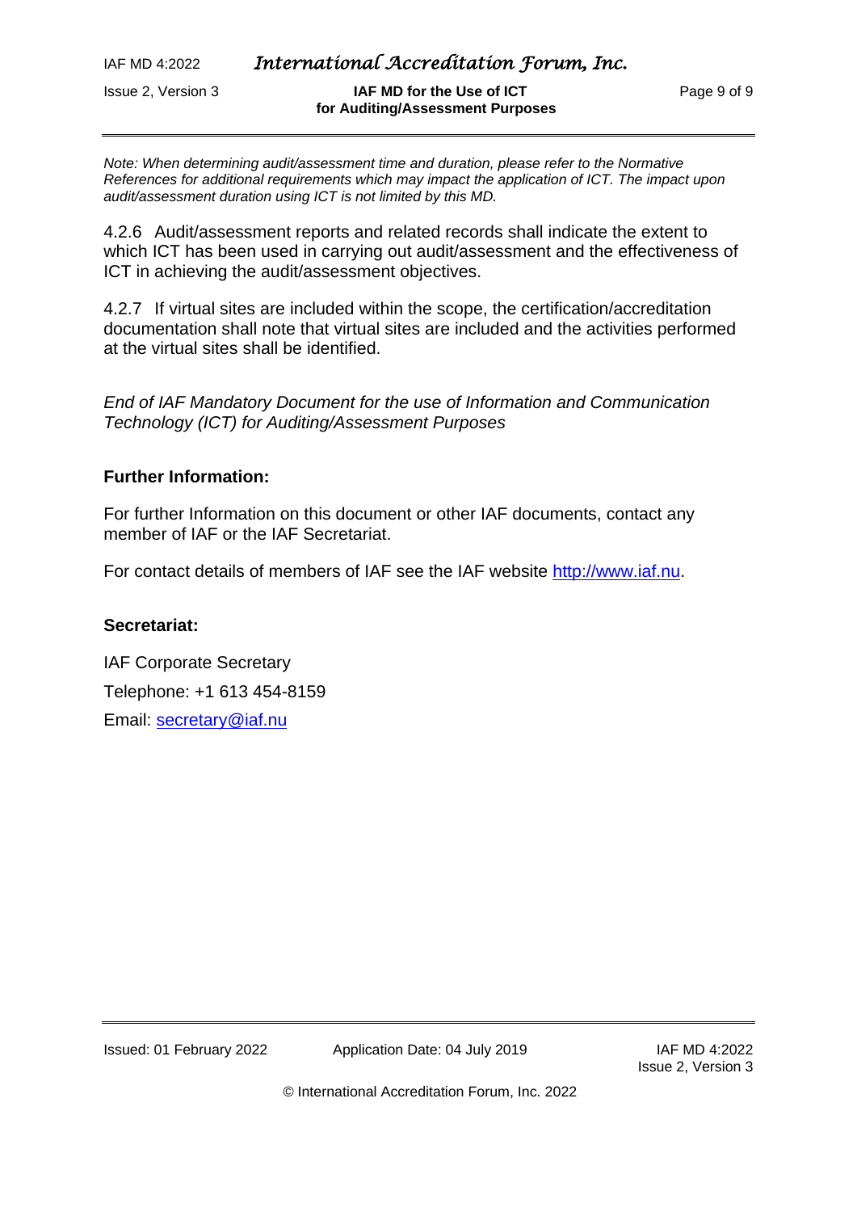*Note: When determining audit/assessment time and duration, please refer to the Normative References for additional requirements which may impact the application of ICT. The impact upon audit/assessment duration using ICT is not limited by this MD.*

4.2.6 Audit/assessment reports and related records shall indicate the extent to which ICT has been used in carrying out audit/assessment and the effectiveness of ICT in achieving the audit/assessment objectives.

4.2.7 If virtual sites are included within the scope, the certification/accreditation documentation shall note that virtual sites are included and the activities performed at the virtual sites shall be identified.

*End of IAF Mandatory Document for the use of Information and Communication Technology (ICT) for Auditing/Assessment Purposes*

**Further Information:**

For further Information on this document or other IAF documents, contact any member of IAF or the IAF Secretariat.

For contact details of members of IAF see the IAF website http://www.iaf.nu.

**Secretariat:**

IAF Corporate Secretary

Telephone: +1 613 454-8159

Email: secretary@iaf.nu